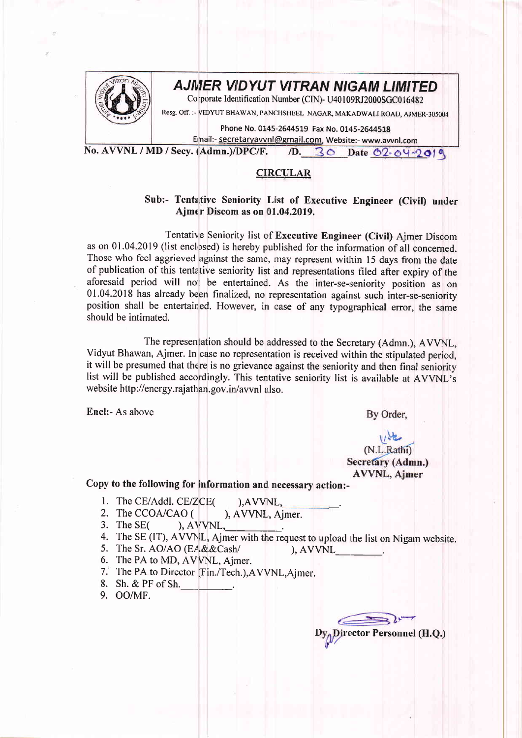# AJMER VIDYUT VITRAN NIGAM LIMITED

Corporate Identification Number (CIN)- U40109RJ2000SGC016482

Resg. Off. :- VIDYUT BHAWAN, PANCHSHEEL NAGAR, MAKADWALI ROAD, AJMER-305004

Phone No. 0145-2644519 Fax No. 0145-2644518

Email:- secretaryavvnl@gmail.com, Website:- www.avvnl.com

No. AVVNL / MD / Secy. (Admn.)/DPC/F. /D. 30 Date 02-04-2019

## CIRCULAR

**Sub:- Tentative Seniority List of Executive Engineer (Civil) under Ajmer Discom as on 01.04.2019.**

Tentative Seniority list of **Executive Engineer (Civil)** Ajmer Discom as on 01.04.2019 (list enclosed) is hereby published for the information of all concerned. Those who feel aggrieved against the same, may represent within 15 days from the date of publication of this tentative seniority list and representations filed after expiry of the aforesaid period will not be entertained. As the inter-se-seniority position as on 01.04.2018 has already been finalized, no representation against such inter-se-seniority position shall be entertained. However, in case of any typographical error, the same should be intimated.

The representation should be addressed to the Secretary (Admn.), AVVNL, Vidyut Bhawan, Ajmer. In case no representation is received within the stipulated period, it will be presumed that there is no grievance against the seniority and then final seniority list will be published accordingly. This tentative seniority list is available at AVVNL's website http://energy.rajathan.gov.in/avvnl also.

Encl:- As above

By Order,

(N.L.Rathi)
**Secretary (Admn.)**
**AVVNL, Ajmer**

**Copy to the following for information and necessary action:-**

1. The CE/Addl. CE/ZCE( ),AVVNL,\_\_\_\_\_\_\_\_\_.
2. The CCOA/CAO ( ), AVVNL, Ajmer.
3. The SE( ), AVVNL,\_\_\_\_\_\_\_\_\_.
4. The SE (IT), AVVNL, Ajmer with the request to upload the list on Nigam website.
5. The Sr. AO/AO (EA&&Cash/ ), AVVNL\_\_\_\_\_\_\_\_.
6. The PA to MD, AVVNL, Ajmer.
7. The PA to Director (Fin./Tech.),AVVNL,Ajmer.
8. Sh. & PF of Sh.\_\_\_\_\_\_\_\_\_.
9. OO/MF.

**Dy. Director Personnel (H.Q.)**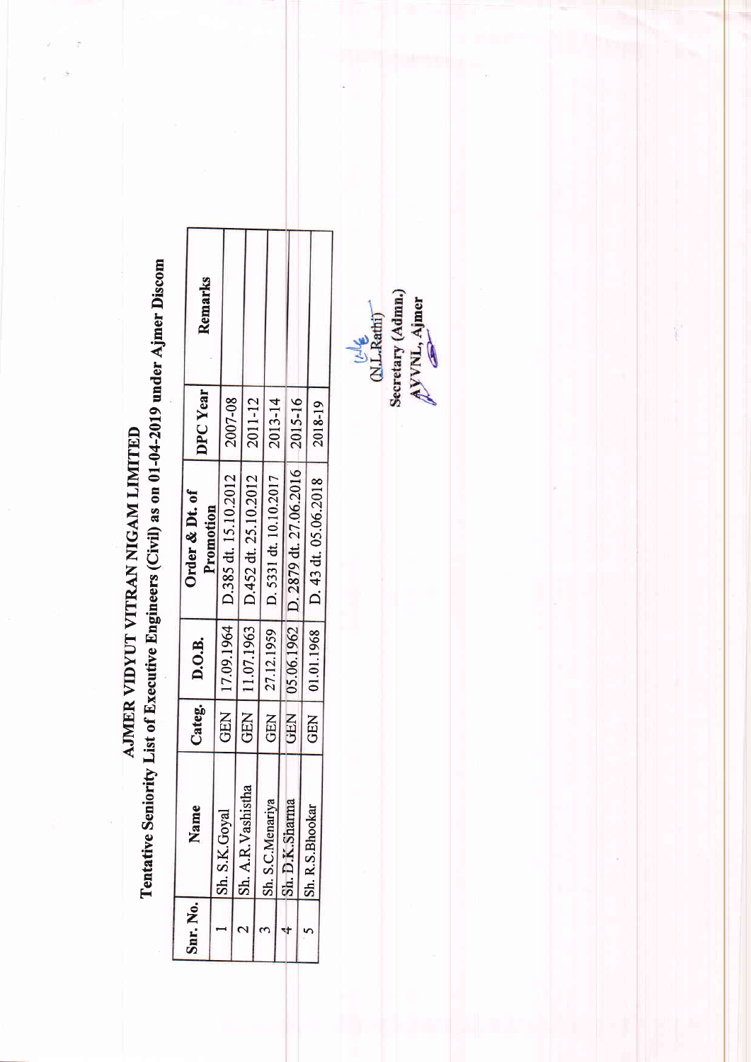# AJMER VIDYUT VITRAN NIGAM LIMITED

## Tentative Seniority List of Executive Engineers (Civil) as on 01-04-2019 under Ajmer Discom

| Snr. No. | Name | Categ. | D.O.B. | Order & Dt. of Promotion | DPC Year | Remarks |
|---|---|---|---|---|---|---|
| 1 | Sh. S.K.Goyal | GEN | 17.09.1964 | D.385 dt. 15.10.2012 | 2007-08 | |
| 2 | Sh. A.R.Vashistha | GEN | 11.07.1963 | D.452 dt. 25.10.2012 | 2011-12 | |
| 3 | Sh. S.C.Menariya | GEN | 27.12.1959 | D. 5331 dt. 10.10.2017 | 2013-14 | |
| 4 | Sh. D.K.Sharma | GEN | 05.06.1962 | D. 2879 dt. 27.06.2016 | 2015-16 | |
| 5 | Sh. R.S.Bhookar | GEN | 01.01.1968 | D. 43 dt. 05.06.2018 | 2018-19 | |

(N.L.Rathi)
Secretary (Admn.)
AVVNL, Ajmer